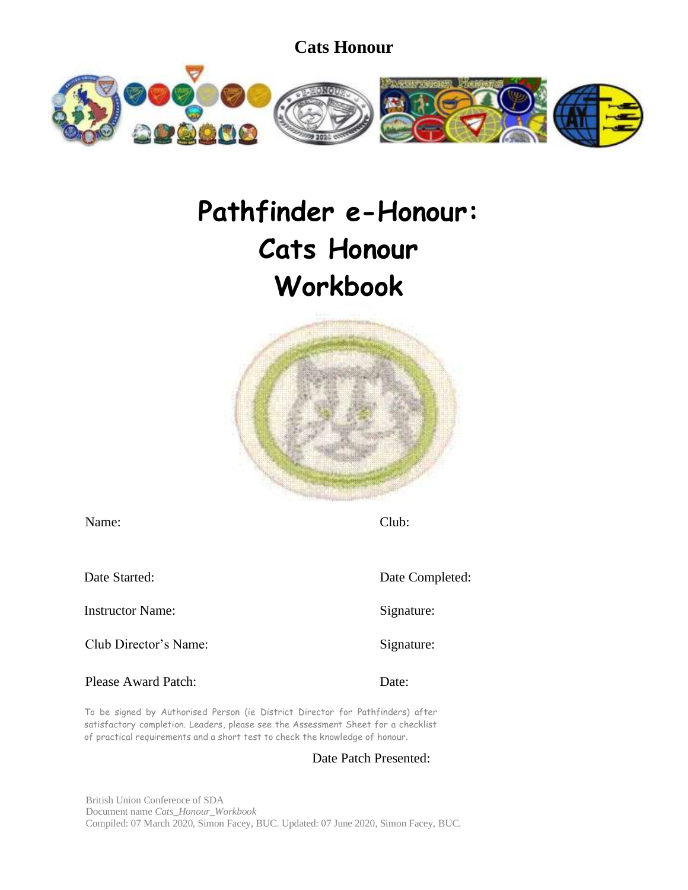# Cats Honour

# Pathfinder e-Honour: Cats Honour Workbook

Name: Club:

Date Started: Date Completed:

Instructor Name: Signature:

Club Director's Name: Signature:

Please Award Patch: Date:

To be signed by Authorised Person (ie District Director for Pathfinders) after satisfactory completion. Leaders, please see the Assessment Sheet for a checklist of practical requirements and a short test to check the knowledge of honour.

Date Patch Presented:

British Union Conference of SDA
Document name *Cats_Honour_Workbook*
Compiled: 07 March 2020, Simon Facey, BUC. Updated: 07 June 2020, Simon Facey, BUC.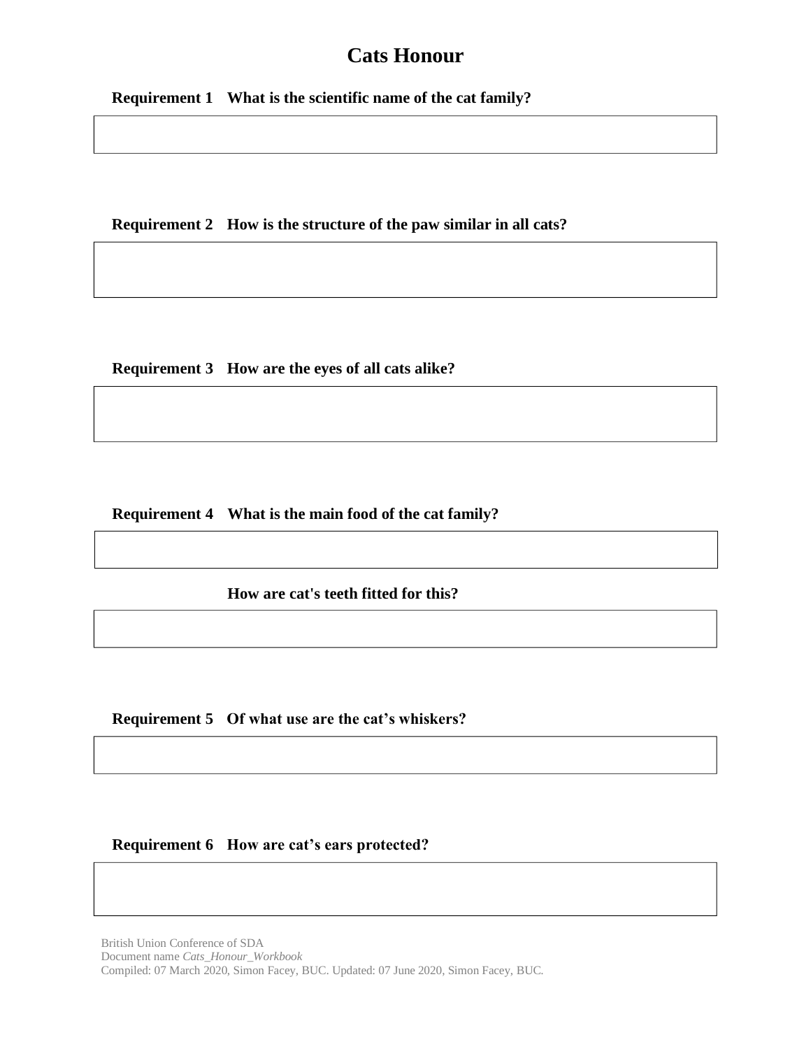# Cats Honour

**Requirement 1 What is the scientific name of the cat family?**

**Requirement 2 How is the structure of the paw similar in all cats?**

**Requirement 3 How are the eyes of all cats alike?**

**Requirement 4 What is the main food of the cat family?**

**How are cat's teeth fitted for this?**

**Requirement 5 Of what use are the cat's whiskers?**

**Requirement 6 How are cat's ears protected?**

British Union Conference of SDA
Document name *Cats_Honour_Workbook*
Compiled: 07 March 2020, Simon Facey, BUC. Updated: 07 June 2020, Simon Facey, BUC.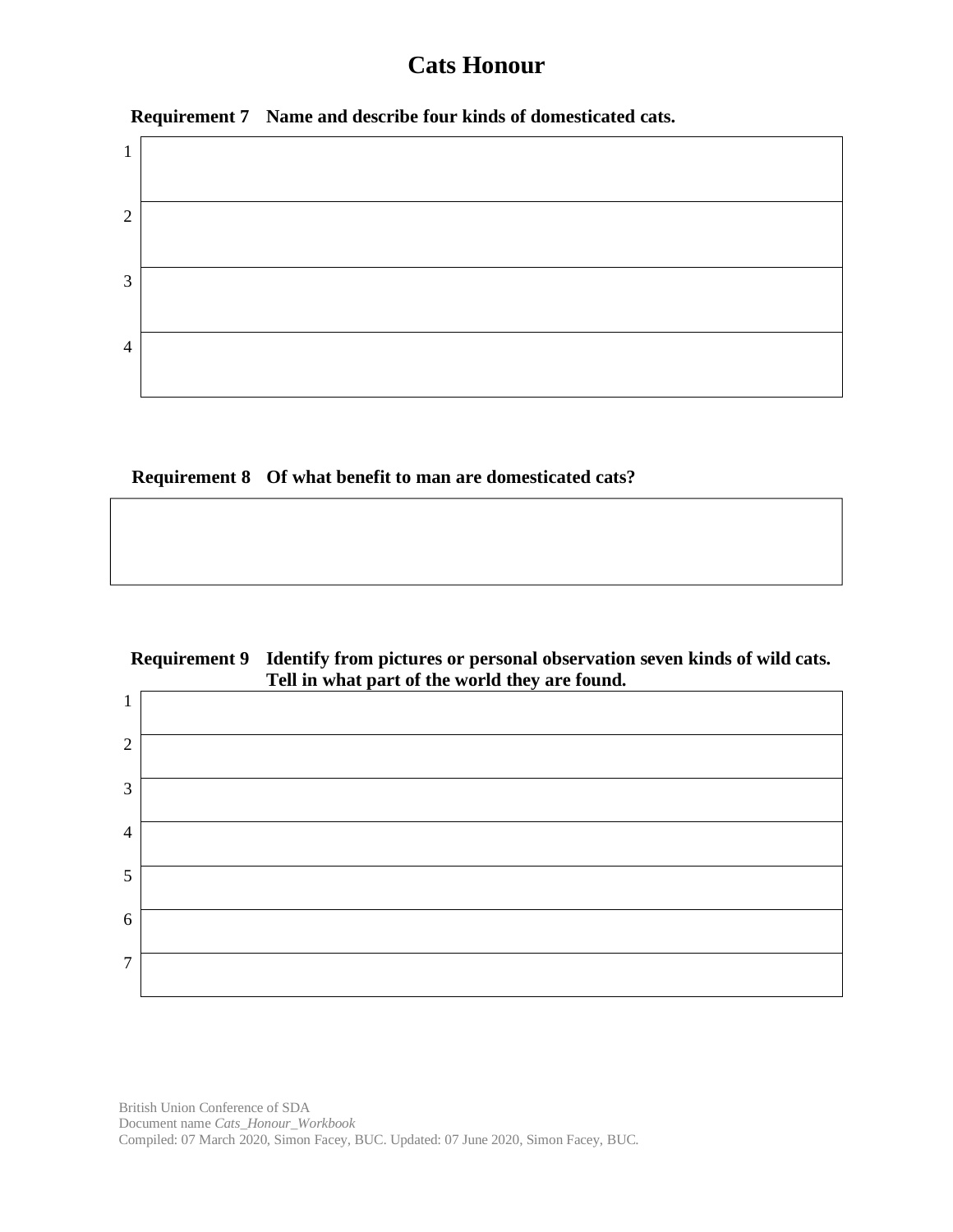# Cats Honour

**Requirement 7 Name and describe four kinds of domesticated cats.**

| | |
|---|---|
| 1 | |
| 2 | |
| 3 | |
| 4 | |

**Requirement 8 Of what benefit to man are domesticated cats?**

| |
|---|
| |

**Requirement 9 Identify from pictures or personal observation seven kinds of wild cats. Tell in what part of the world they are found.**

| | |
|---|---|
| 1 | |
| 2 | |
| 3 | |
| 4 | |
| 5 | |
| 6 | |
| 7 | |

British Union Conference of SDA
Document name *Cats_Honour_Workbook*
Compiled: 07 March 2020, Simon Facey, BUC. Updated: 07 June 2020, Simon Facey, BUC.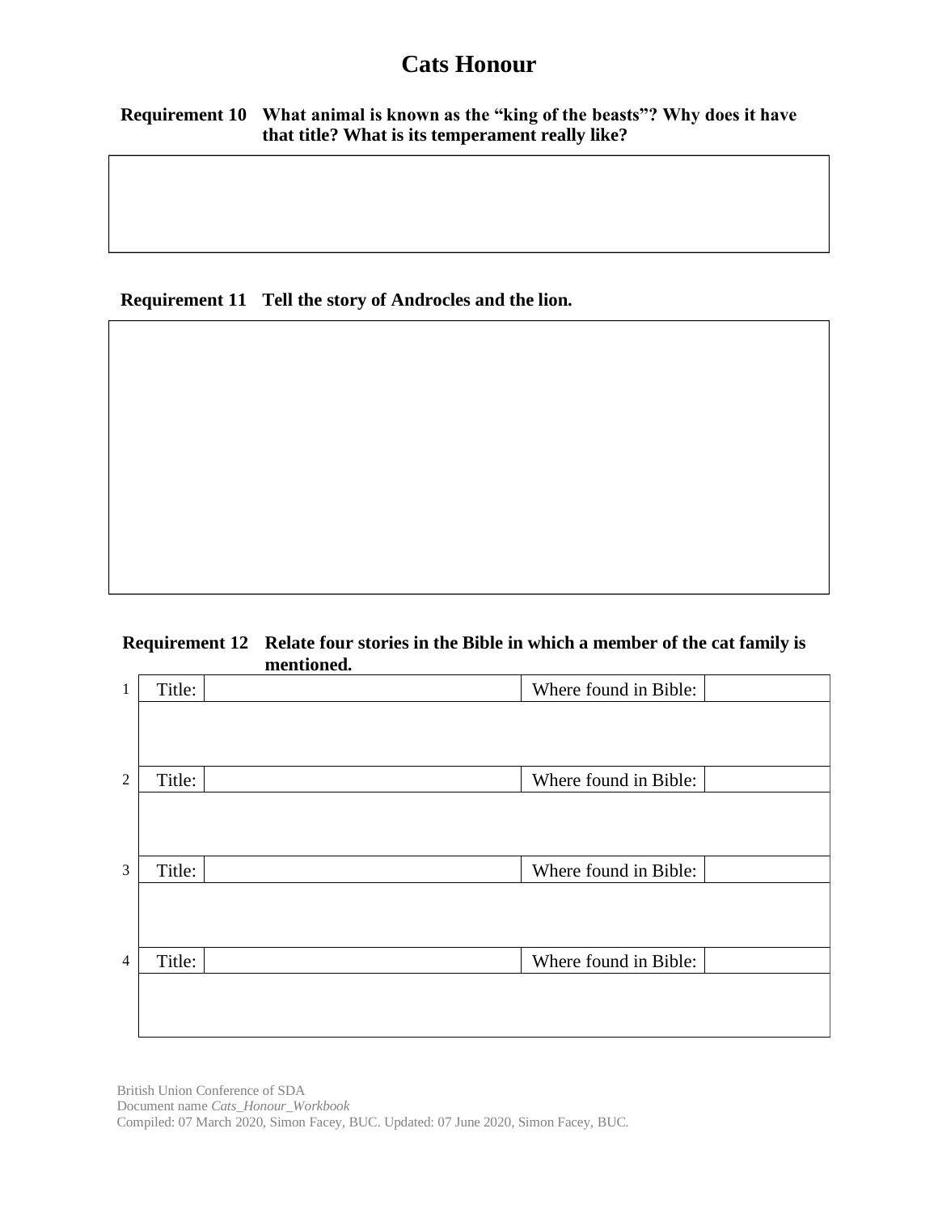# Cats Honour

**Requirement 10 What animal is known as the "king of the beasts"? Why does it have that title? What is its temperament really like?**

| |
|---|
| |

**Requirement 11 Tell the story of Androcles and the lion.**

| |
|---|
| |

**Requirement 12 Relate four stories in the Bible in which a member of the cat family is mentioned.**

| | | | | |
|---|---|---|---|---|
| 1 | Title: | | Where found in Bible: | |
| | | | | |
| 2 | Title: | | Where found in Bible: | |
| | | | | |
| 3 | Title: | | Where found in Bible: | |
| | | | | |
| 4 | Title: | | Where found in Bible: | |
| | | | | |

British Union Conference of SDA
Document name *Cats_Honour_Workbook*
Compiled: 07 March 2020, Simon Facey, BUC. Updated: 07 June 2020, Simon Facey, BUC.